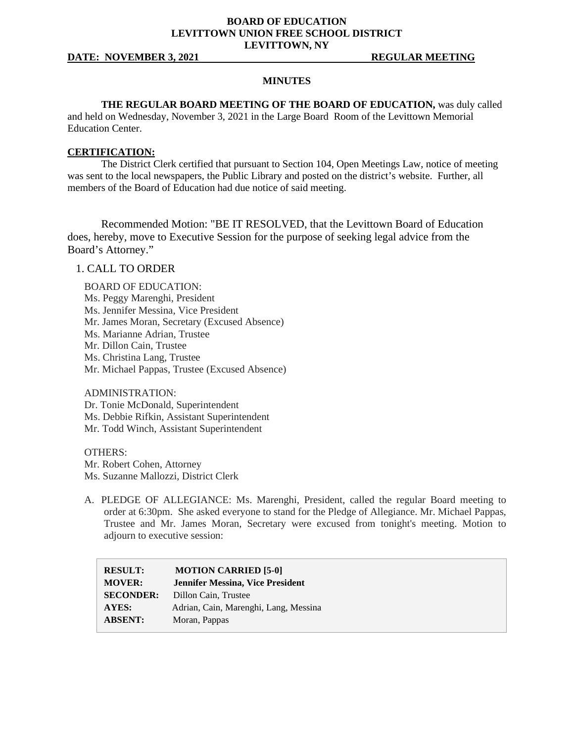**BOARD OF EDUCATION**
**LEVITTOWN UNION FREE SCHOOL DISTRICT**
**LEVITTOWN, NY**

**DATE: NOVEMBER 3, 2021** **REGULAR MEETING**

## MINUTES

**THE REGULAR BOARD MEETING OF THE BOARD OF EDUCATION,** was duly called and held on Wednesday, November 3, 2021 in the Large Board Room of the Levittown Memorial Education Center.

**CERTIFICATION:**

The District Clerk certified that pursuant to Section 104, Open Meetings Law, notice of meeting was sent to the local newspapers, the Public Library and posted on the district's website. Further, all members of the Board of Education had due notice of said meeting.

Recommended Motion: "BE IT RESOLVED, that the Levittown Board of Education does, hereby, move to Executive Session for the purpose of seeking legal advice from the Board's Attorney."

1. CALL TO ORDER

BOARD OF EDUCATION:
Ms. Peggy Marenghi, President
Ms. Jennifer Messina, Vice President
Mr. James Moran, Secretary (Excused Absence)
Ms. Marianne Adrian, Trustee
Mr. Dillon Cain, Trustee
Ms. Christina Lang, Trustee
Mr. Michael Pappas, Trustee (Excused Absence)

ADMINISTRATION:
Dr. Tonie McDonald, Superintendent
Ms. Debbie Rifkin, Assistant Superintendent
Mr. Todd Winch, Assistant Superintendent

OTHERS:
Mr. Robert Cohen, Attorney
Ms. Suzanne Mallozzi, District Clerk

A. PLEDGE OF ALLEGIANCE: Ms. Marenghi, President, called the regular Board meeting to order at 6:30pm. She asked everyone to stand for the Pledge of Allegiance. Mr. Michael Pappas, Trustee and Mr. James Moran, Secretary were excused from tonight's meeting. Motion to adjourn to executive session:

| | |
|---|---|
| **RESULT:** | **MOTION CARRIED [5-0]** |
| **MOVER:** | **Jennifer Messina, Vice President** |
| **SECONDER:** | Dillon Cain, Trustee |
| **AYES:** | Adrian, Cain, Marenghi, Lang, Messina |
| **ABSENT:** | Moran, Pappas |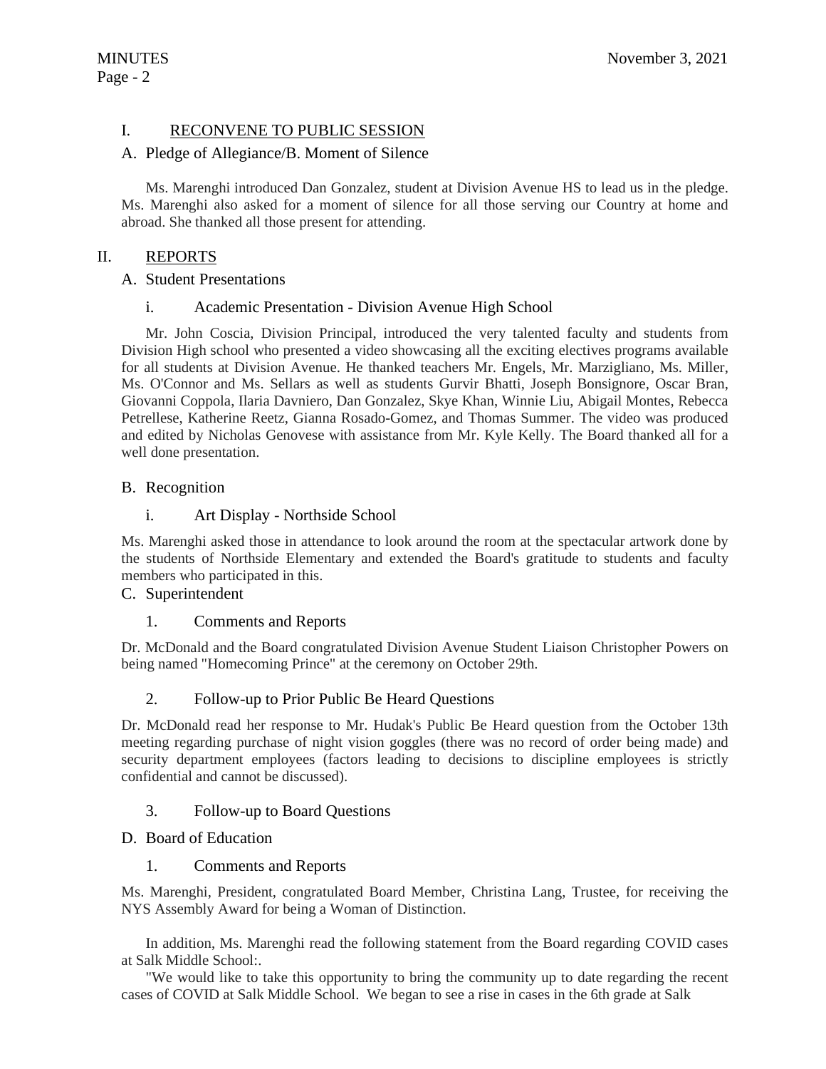## I. RECONVENE TO PUBLIC SESSION

### A. Pledge of Allegiance/B. Moment of Silence

Ms. Marenghi introduced Dan Gonzalez, student at Division Avenue HS to lead us in the pledge. Ms. Marenghi also asked for a moment of silence for all those serving our Country at home and abroad. She thanked all those present for attending.

## II. REPORTS

### A. Student Presentations

#### i. Academic Presentation - Division Avenue High School

Mr. John Coscia, Division Principal, introduced the very talented faculty and students from Division High school who presented a video showcasing all the exciting electives programs available for all students at Division Avenue. He thanked teachers Mr. Engels, Mr. Marzigliano, Ms. Miller, Ms. O'Connor and Ms. Sellars as well as students Gurvir Bhatti, Joseph Bonsignore, Oscar Bran, Giovanni Coppola, Ilaria Davniero, Dan Gonzalez, Skye Khan, Winnie Liu, Abigail Montes, Rebecca Petrellese, Katherine Reetz, Gianna Rosado-Gomez, and Thomas Summer. The video was produced and edited by Nicholas Genovese with assistance from Mr. Kyle Kelly. The Board thanked all for a well done presentation.

### B. Recognition

#### i. Art Display - Northside School

Ms. Marenghi asked those in attendance to look around the room at the spectacular artwork done by the students of Northside Elementary and extended the Board's gratitude to students and faculty members who participated in this.

### C. Superintendent

#### 1. Comments and Reports

Dr. McDonald and the Board congratulated Division Avenue Student Liaison Christopher Powers on being named "Homecoming Prince" at the ceremony on October 29th.

#### 2. Follow-up to Prior Public Be Heard Questions

Dr. McDonald read her response to Mr. Hudak's Public Be Heard question from the October 13th meeting regarding purchase of night vision goggles (there was no record of order being made) and security department employees (factors leading to decisions to discipline employees is strictly confidential and cannot be discussed).

#### 3. Follow-up to Board Questions

### D. Board of Education

#### 1. Comments and Reports

Ms. Marenghi, President, congratulated Board Member, Christina Lang, Trustee, for receiving the NYS Assembly Award for being a Woman of Distinction.

In addition, Ms. Marenghi read the following statement from the Board regarding COVID cases at Salk Middle School:.

"We would like to take this opportunity to bring the community up to date regarding the recent cases of COVID at Salk Middle School. We began to see a rise in cases in the 6th grade at Salk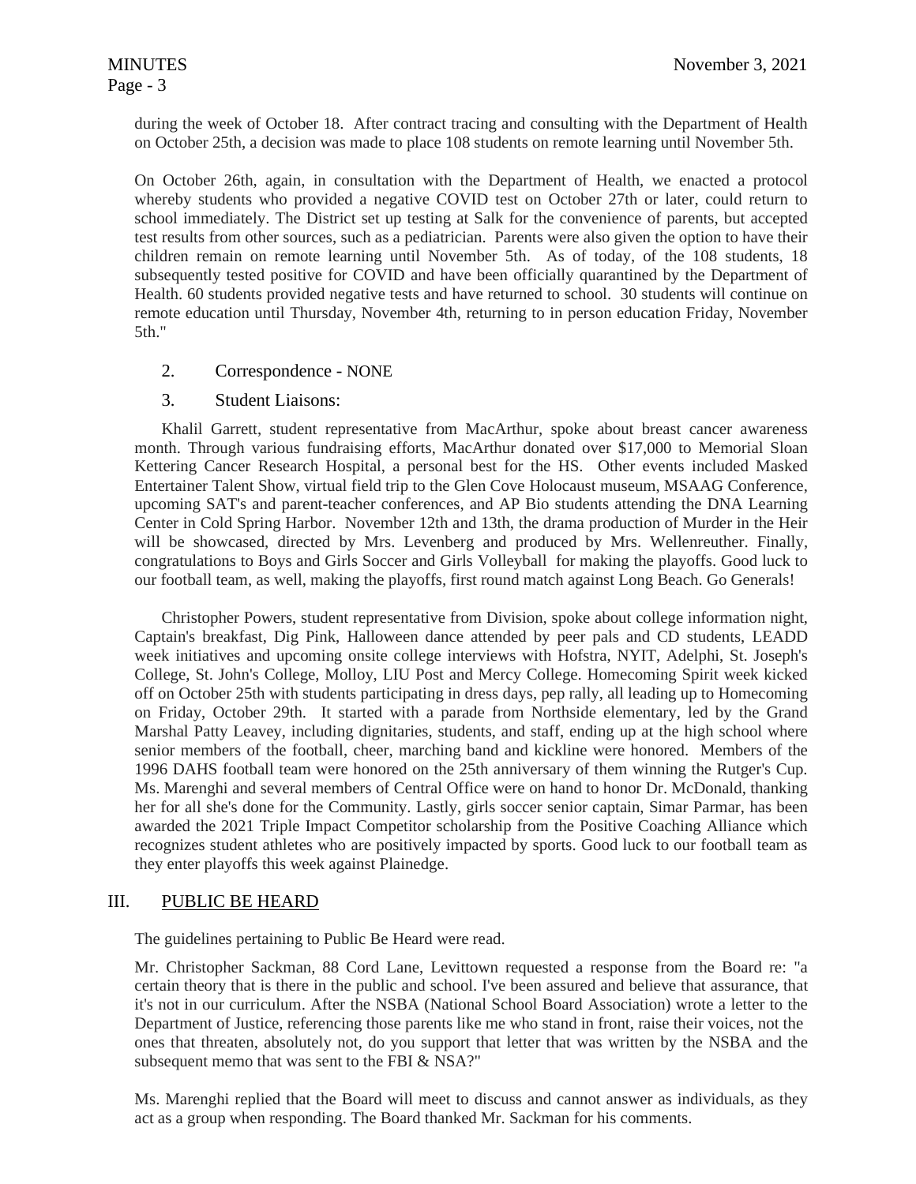during the week of October 18. After contract tracing and consulting with the Department of Health on October 25th, a decision was made to place 108 students on remote learning until November 5th.

On October 26th, again, in consultation with the Department of Health, we enacted a protocol whereby students who provided a negative COVID test on October 27th or later, could return to school immediately. The District set up testing at Salk for the convenience of parents, but accepted test results from other sources, such as a pediatrician. Parents were also given the option to have their children remain on remote learning until November 5th. As of today, of the 108 students, 18 subsequently tested positive for COVID and have been officially quarantined by the Department of Health. 60 students provided negative tests and have returned to school. 30 students will continue on remote education until Thursday, November 4th, returning to in person education Friday, November 5th."

2. Correspondence - NONE

3. Student Liaisons:

Khalil Garrett, student representative from MacArthur, spoke about breast cancer awareness month. Through various fundraising efforts, MacArthur donated over $17,000 to Memorial Sloan Kettering Cancer Research Hospital, a personal best for the HS. Other events included Masked Entertainer Talent Show, virtual field trip to the Glen Cove Holocaust museum, MSAAG Conference, upcoming SAT's and parent-teacher conferences, and AP Bio students attending the DNA Learning Center in Cold Spring Harbor. November 12th and 13th, the drama production of Murder in the Heir will be showcased, directed by Mrs. Levenberg and produced by Mrs. Wellenreuther. Finally, congratulations to Boys and Girls Soccer and Girls Volleyball for making the playoffs. Good luck to our football team, as well, making the playoffs, first round match against Long Beach. Go Generals!

Christopher Powers, student representative from Division, spoke about college information night, Captain's breakfast, Dig Pink, Halloween dance attended by peer pals and CD students, LEADD week initiatives and upcoming onsite college interviews with Hofstra, NYIT, Adelphi, St. Joseph's College, St. John's College, Molloy, LIU Post and Mercy College. Homecoming Spirit week kicked off on October 25th with students participating in dress days, pep rally, all leading up to Homecoming on Friday, October 29th. It started with a parade from Northside elementary, led by the Grand Marshal Patty Leavey, including dignitaries, students, and staff, ending up at the high school where senior members of the football, cheer, marching band and kickline were honored. Members of the 1996 DAHS football team were honored on the 25th anniversary of them winning the Rutger's Cup. Ms. Marenghi and several members of Central Office were on hand to honor Dr. McDonald, thanking her for all she's done for the Community. Lastly, girls soccer senior captain, Simar Parmar, has been awarded the 2021 Triple Impact Competitor scholarship from the Positive Coaching Alliance which recognizes student athletes who are positively impacted by sports. Good luck to our football team as they enter playoffs this week against Plainedge.

## III. PUBLIC BE HEARD

The guidelines pertaining to Public Be Heard were read.

Mr. Christopher Sackman, 88 Cord Lane, Levittown requested a response from the Board re: "a certain theory that is there in the public and school. I've been assured and believe that assurance, that it's not in our curriculum. After the NSBA (National School Board Association) wrote a letter to the Department of Justice, referencing those parents like me who stand in front, raise their voices, not the ones that threaten, absolutely not, do you support that letter that was written by the NSBA and the subsequent memo that was sent to the FBI & NSA?"

Ms. Marenghi replied that the Board will meet to discuss and cannot answer as individuals, as they act as a group when responding. The Board thanked Mr. Sackman for his comments.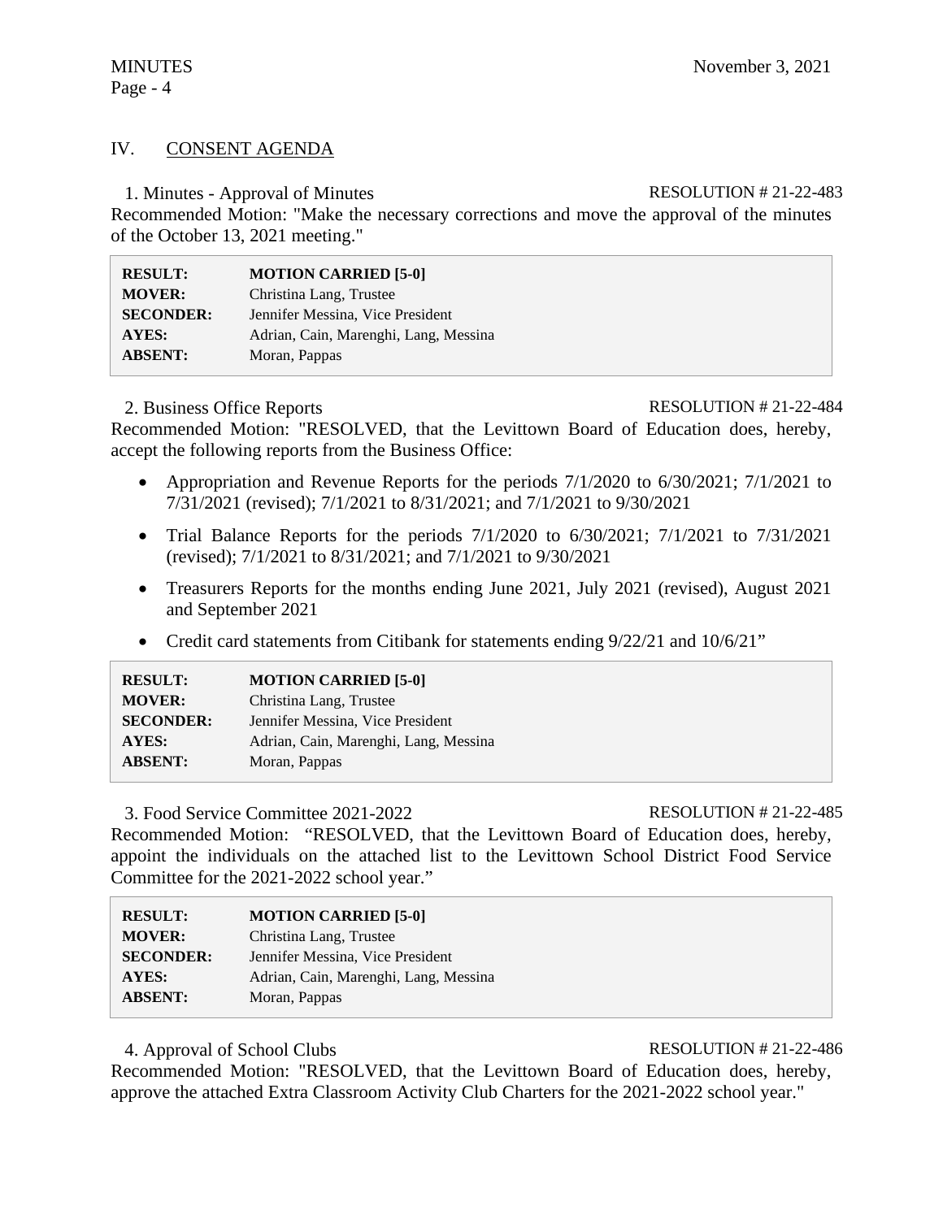## IV. CONSENT AGENDA

1. Minutes - Approval of Minutes RESOLUTION # 21-22-483

Recommended Motion: "Make the necessary corrections and move the approval of the minutes of the October 13, 2021 meeting."

| | |
|---|---|
| **RESULT:** | **MOTION CARRIED [5-0]** |
| **MOVER:** | Christina Lang, Trustee |
| **SECONDER:** | Jennifer Messina, Vice President |
| **AYES:** | Adrian, Cain, Marenghi, Lang, Messina |
| **ABSENT:** | Moran, Pappas |

2. Business Office Reports RESOLUTION # 21-22-484

Recommended Motion: "RESOLVED, that the Levittown Board of Education does, hereby, accept the following reports from the Business Office:

- Appropriation and Revenue Reports for the periods 7/1/2020 to 6/30/2021; 7/1/2021 to 7/31/2021 (revised); 7/1/2021 to 8/31/2021; and 7/1/2021 to 9/30/2021
- Trial Balance Reports for the periods 7/1/2020 to 6/30/2021; 7/1/2021 to 7/31/2021 (revised); 7/1/2021 to 8/31/2021; and 7/1/2021 to 9/30/2021
- Treasurers Reports for the months ending June 2021, July 2021 (revised), August 2021 and September 2021
- Credit card statements from Citibank for statements ending 9/22/21 and 10/6/21"

| | |
|---|---|
| **RESULT:** | **MOTION CARRIED [5-0]** |
| **MOVER:** | Christina Lang, Trustee |
| **SECONDER:** | Jennifer Messina, Vice President |
| **AYES:** | Adrian, Cain, Marenghi, Lang, Messina |
| **ABSENT:** | Moran, Pappas |

3. Food Service Committee 2021-2022 RESOLUTION # 21-22-485

Recommended Motion: "RESOLVED, that the Levittown Board of Education does, hereby, appoint the individuals on the attached list to the Levittown School District Food Service Committee for the 2021-2022 school year."

| | |
|---|---|
| **RESULT:** | **MOTION CARRIED [5-0]** |
| **MOVER:** | Christina Lang, Trustee |
| **SECONDER:** | Jennifer Messina, Vice President |
| **AYES:** | Adrian, Cain, Marenghi, Lang, Messina |
| **ABSENT:** | Moran, Pappas |

4. Approval of School Clubs RESOLUTION # 21-22-486

Recommended Motion: "RESOLVED, that the Levittown Board of Education does, hereby, approve the attached Extra Classroom Activity Club Charters for the 2021-2022 school year."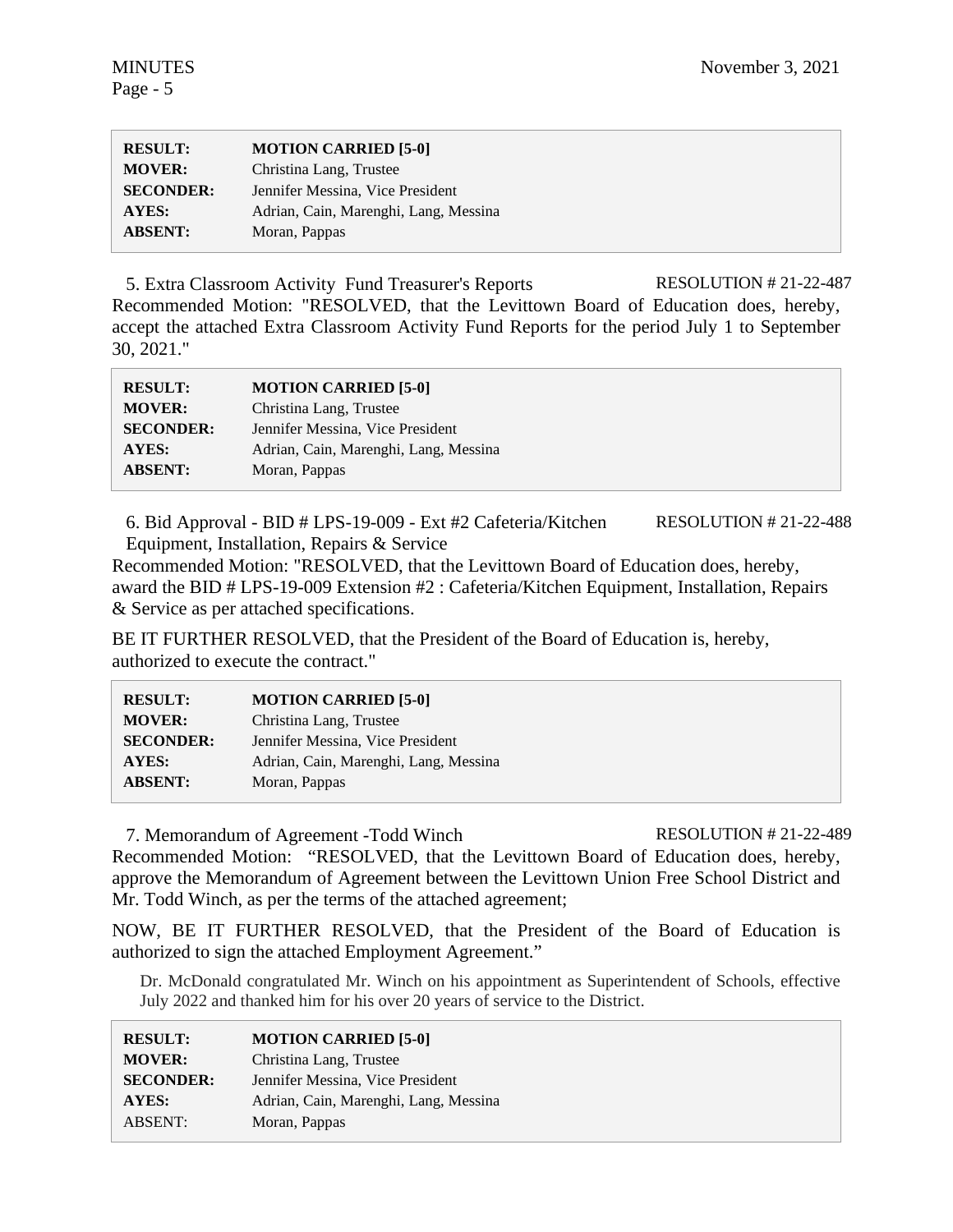| | |
|---|---|
| **RESULT:** | **MOTION CARRIED [5-0]** |
| **MOVER:** | Christina Lang, Trustee |
| **SECONDER:** | Jennifer Messina, Vice President |
| **AYES:** | Adrian, Cain, Marenghi, Lang, Messina |
| **ABSENT:** | Moran, Pappas |

5. Extra Classroom Activity Fund Treasurer's Reports RESOLUTION # 21-22-487

Recommended Motion: "RESOLVED, that the Levittown Board of Education does, hereby, accept the attached Extra Classroom Activity Fund Reports for the period July 1 to September 30, 2021."

| | |
|---|---|
| **RESULT:** | **MOTION CARRIED [5-0]** |
| **MOVER:** | Christina Lang, Trustee |
| **SECONDER:** | Jennifer Messina, Vice President |
| **AYES:** | Adrian, Cain, Marenghi, Lang, Messina |
| **ABSENT:** | Moran, Pappas |

6. Bid Approval - BID # LPS-19-009 - Ext #2 Cafeteria/Kitchen Equipment, Installation, Repairs & Service RESOLUTION # 21-22-488

Recommended Motion: "RESOLVED, that the Levittown Board of Education does, hereby, award the BID # LPS-19-009 Extension #2 : Cafeteria/Kitchen Equipment, Installation, Repairs & Service as per attached specifications.

BE IT FURTHER RESOLVED, that the President of the Board of Education is, hereby, authorized to execute the contract."

| | |
|---|---|
| **RESULT:** | **MOTION CARRIED [5-0]** |
| **MOVER:** | Christina Lang, Trustee |
| **SECONDER:** | Jennifer Messina, Vice President |
| **AYES:** | Adrian, Cain, Marenghi, Lang, Messina |
| **ABSENT:** | Moran, Pappas |

7. Memorandum of Agreement -Todd Winch RESOLUTION # 21-22-489

Recommended Motion: "RESOLVED, that the Levittown Board of Education does, hereby, approve the Memorandum of Agreement between the Levittown Union Free School District and Mr. Todd Winch, as per the terms of the attached agreement;

NOW, BE IT FURTHER RESOLVED, that the President of the Board of Education is authorized to sign the attached Employment Agreement."

Dr. McDonald congratulated Mr. Winch on his appointment as Superintendent of Schools, effective July 2022 and thanked him for his over 20 years of service to the District.

| | |
|---|---|
| **RESULT:** | **MOTION CARRIED [5-0]** |
| **MOVER:** | Christina Lang, Trustee |
| **SECONDER:** | Jennifer Messina, Vice President |
| **AYES:** | Adrian, Cain, Marenghi, Lang, Messina |
| ABSENT: | Moran, Pappas |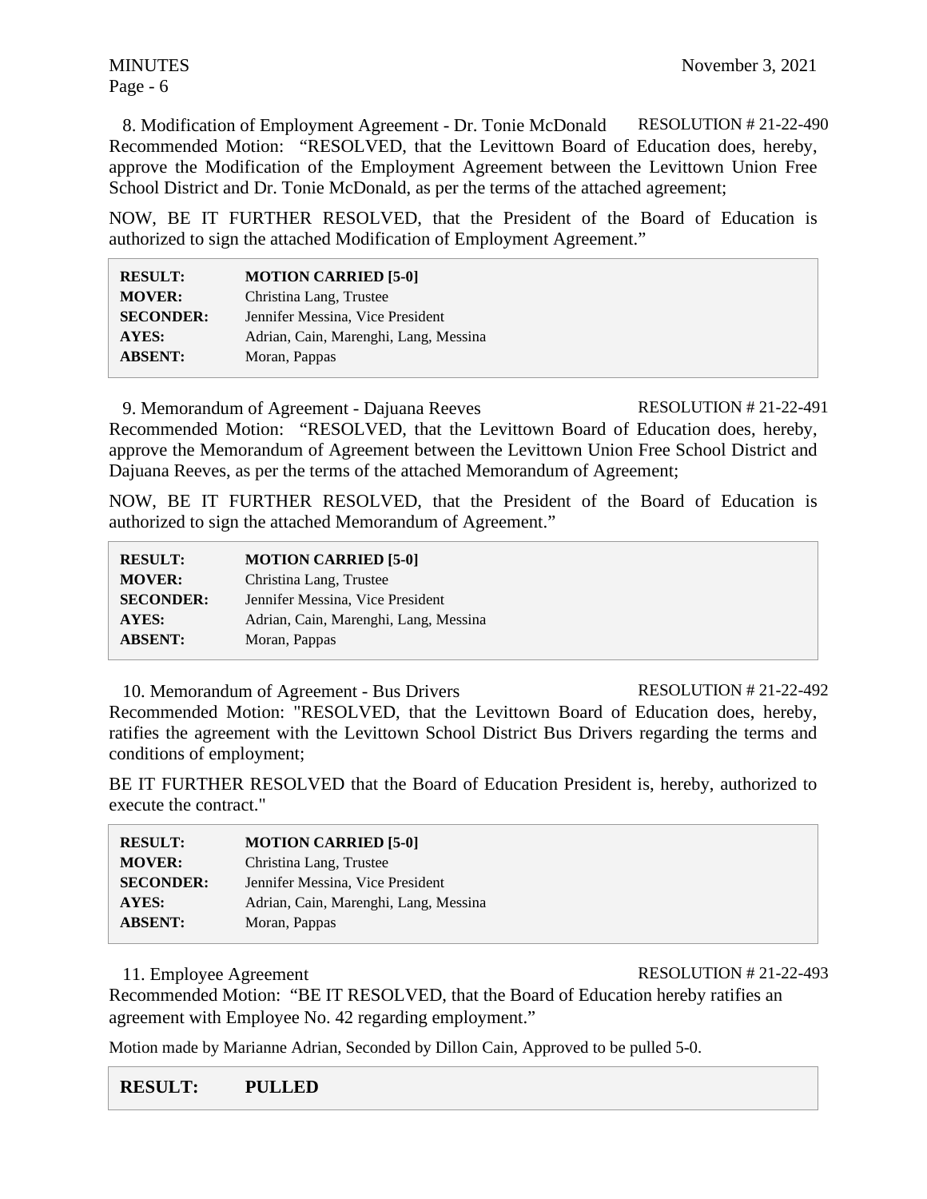8. Modification of Employment Agreement - Dr. Tonie McDonald RESOLUTION # 21-22-490

Recommended Motion: "RESOLVED, that the Levittown Board of Education does, hereby, approve the Modification of the Employment Agreement between the Levittown Union Free School District and Dr. Tonie McDonald, as per the terms of the attached agreement;

NOW, BE IT FURTHER RESOLVED, that the President of the Board of Education is authorized to sign the attached Modification of Employment Agreement."

| | |
|---|---|
| **RESULT:** | **MOTION CARRIED [5-0]** |
| **MOVER:** | Christina Lang, Trustee |
| **SECONDER:** | Jennifer Messina, Vice President |
| **AYES:** | Adrian, Cain, Marenghi, Lang, Messina |
| **ABSENT:** | Moran, Pappas |

9. Memorandum of Agreement - Dajuana Reeves RESOLUTION # 21-22-491

Recommended Motion: "RESOLVED, that the Levittown Board of Education does, hereby, approve the Memorandum of Agreement between the Levittown Union Free School District and Dajuana Reeves, as per the terms of the attached Memorandum of Agreement;

NOW, BE IT FURTHER RESOLVED, that the President of the Board of Education is authorized to sign the attached Memorandum of Agreement."

| | |
|---|---|
| **RESULT:** | **MOTION CARRIED [5-0]** |
| **MOVER:** | Christina Lang, Trustee |
| **SECONDER:** | Jennifer Messina, Vice President |
| **AYES:** | Adrian, Cain, Marenghi, Lang, Messina |
| **ABSENT:** | Moran, Pappas |

10. Memorandum of Agreement - Bus Drivers RESOLUTION # 21-22-492

Recommended Motion: "RESOLVED, that the Levittown Board of Education does, hereby, ratifies the agreement with the Levittown School District Bus Drivers regarding the terms and conditions of employment;

BE IT FURTHER RESOLVED that the Board of Education President is, hereby, authorized to execute the contract."

| | |
|---|---|
| **RESULT:** | **MOTION CARRIED [5-0]** |
| **MOVER:** | Christina Lang, Trustee |
| **SECONDER:** | Jennifer Messina, Vice President |
| **AYES:** | Adrian, Cain, Marenghi, Lang, Messina |
| **ABSENT:** | Moran, Pappas |

11. Employee Agreement RESOLUTION # 21-22-493

Recommended Motion: "BE IT RESOLVED, that the Board of Education hereby ratifies an agreement with Employee No. 42 regarding employment."

Motion made by Marianne Adrian, Seconded by Dillon Cain, Approved to be pulled 5-0.

| | |
|---|---|
| **RESULT:** | **PULLED** |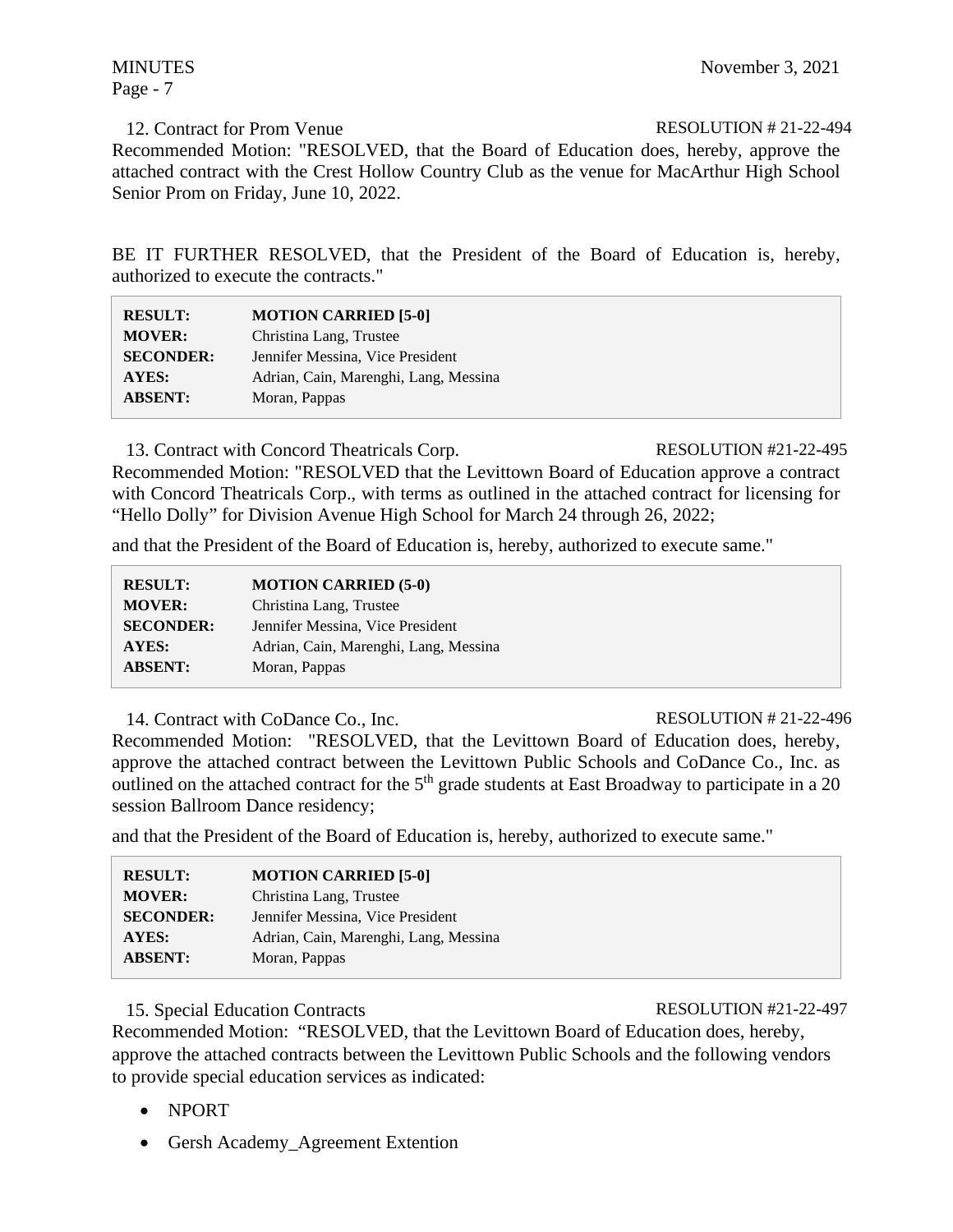12. Contract for Prom Venue RESOLUTION # 21-22-494

Recommended Motion: "RESOLVED, that the Board of Education does, hereby, approve the attached contract with the Crest Hollow Country Club as the venue for MacArthur High School Senior Prom on Friday, June 10, 2022.

BE IT FURTHER RESOLVED, that the President of the Board of Education is, hereby, authorized to execute the contracts."

| | |
|---|---|
| **RESULT:** | **MOTION CARRIED [5-0]** |
| **MOVER:** | Christina Lang, Trustee |
| **SECONDER:** | Jennifer Messina, Vice President |
| **AYES:** | Adrian, Cain, Marenghi, Lang, Messina |
| **ABSENT:** | Moran, Pappas |

13. Contract with Concord Theatricals Corp. RESOLUTION #21-22-495

Recommended Motion: "RESOLVED that the Levittown Board of Education approve a contract with Concord Theatricals Corp., with terms as outlined in the attached contract for licensing for “Hello Dolly” for Division Avenue High School for March 24 through 26, 2022;

and that the President of the Board of Education is, hereby, authorized to execute same."

| | |
|---|---|
| **RESULT:** | **MOTION CARRIED (5-0)** |
| **MOVER:** | Christina Lang, Trustee |
| **SECONDER:** | Jennifer Messina, Vice President |
| **AYES:** | Adrian, Cain, Marenghi, Lang, Messina |
| **ABSENT:** | Moran, Pappas |

14. Contract with CoDance Co., Inc. RESOLUTION # 21-22-496

Recommended Motion: "RESOLVED, that the Levittown Board of Education does, hereby, approve the attached contract between the Levittown Public Schools and CoDance Co., Inc. as outlined on the attached contract for the 5th grade students at East Broadway to participate in a 20 session Ballroom Dance residency;

and that the President of the Board of Education is, hereby, authorized to execute same."

| | |
|---|---|
| **RESULT:** | **MOTION CARRIED [5-0]** |
| **MOVER:** | Christina Lang, Trustee |
| **SECONDER:** | Jennifer Messina, Vice President |
| **AYES:** | Adrian, Cain, Marenghi, Lang, Messina |
| **ABSENT:** | Moran, Pappas |

15. Special Education Contracts RESOLUTION #21-22-497

Recommended Motion: “RESOLVED, that the Levittown Board of Education does, hereby, approve the attached contracts between the Levittown Public Schools and the following vendors to provide special education services as indicated:

- NPORT
- Gersh Academy_Agreement Extention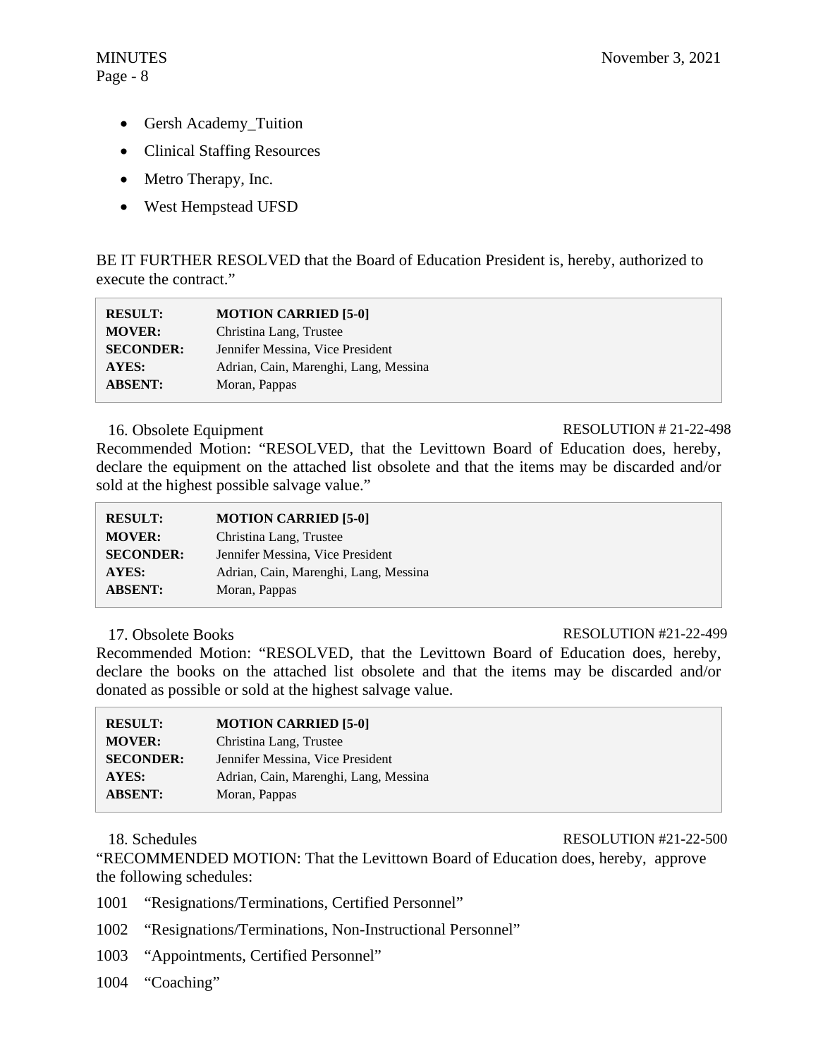- Gersh Academy_Tuition
- Clinical Staffing Resources
- Metro Therapy, Inc.
- West Hempstead UFSD

BE IT FURTHER RESOLVED that the Board of Education President is, hereby, authorized to execute the contract."

| | |
|---|---|
| **RESULT:** | **MOTION CARRIED [5-0]** |
| **MOVER:** | Christina Lang, Trustee |
| **SECONDER:** | Jennifer Messina, Vice President |
| **AYES:** | Adrian, Cain, Marenghi, Lang, Messina |
| **ABSENT:** | Moran, Pappas |

16. Obsolete Equipment RESOLUTION # 21-22-498

Recommended Motion: "RESOLVED, that the Levittown Board of Education does, hereby, declare the equipment on the attached list obsolete and that the items may be discarded and/or sold at the highest possible salvage value."

| | |
|---|---|
| **RESULT:** | **MOTION CARRIED [5-0]** |
| **MOVER:** | Christina Lang, Trustee |
| **SECONDER:** | Jennifer Messina, Vice President |
| **AYES:** | Adrian, Cain, Marenghi, Lang, Messina |
| **ABSENT:** | Moran, Pappas |

17. Obsolete Books RESOLUTION #21-22-499

Recommended Motion: "RESOLVED, that the Levittown Board of Education does, hereby, declare the books on the attached list obsolete and that the items may be discarded and/or donated as possible or sold at the highest salvage value.

| | |
|---|---|
| **RESULT:** | **MOTION CARRIED [5-0]** |
| **MOVER:** | Christina Lang, Trustee |
| **SECONDER:** | Jennifer Messina, Vice President |
| **AYES:** | Adrian, Cain, Marenghi, Lang, Messina |
| **ABSENT:** | Moran, Pappas |

18. Schedules RESOLUTION #21-22-500

"RECOMMENDED MOTION: That the Levittown Board of Education does, hereby, approve the following schedules:

1001 "Resignations/Terminations, Certified Personnel"

1002 "Resignations/Terminations, Non-Instructional Personnel"

1003 "Appointments, Certified Personnel"

1004 "Coaching"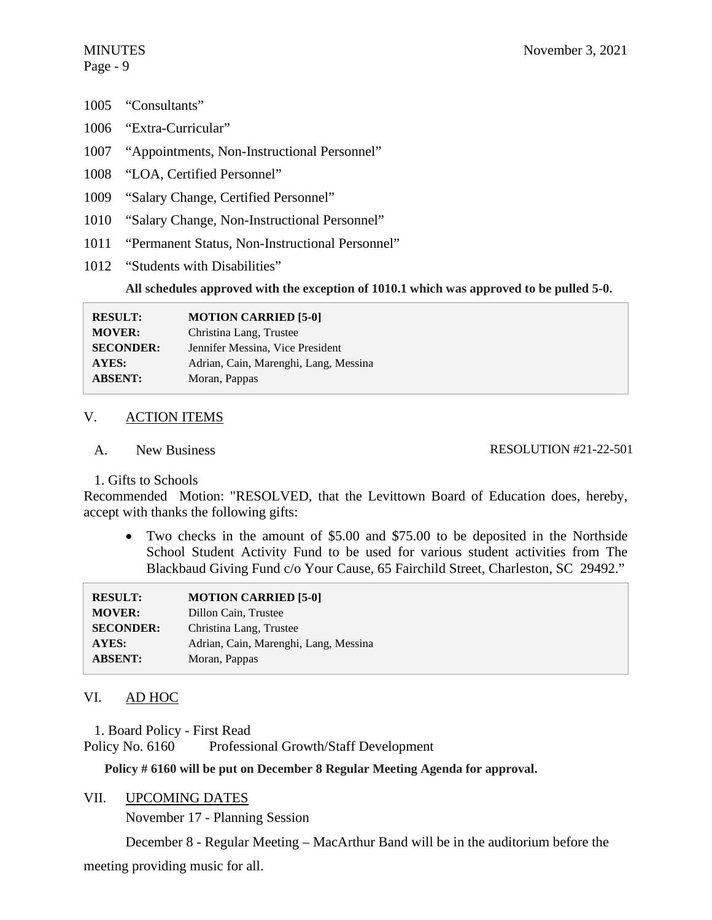1005 “Consultants”

1006 “Extra-Curricular”

1007 “Appointments, Non-Instructional Personnel”

1008 “LOA, Certified Personnel”

1009 “Salary Change, Certified Personnel”

1010 “Salary Change, Non-Instructional Personnel”

1011 “Permanent Status, Non-Instructional Personnel”

1012 “Students with Disabilities”

**All schedules approved with the exception of 1010.1 which was approved to be pulled 5-0.**

| | |
|---|---|
| **RESULT:** | **MOTION CARRIED [5-0]** |
| **MOVER:** | Christina Lang, Trustee |
| **SECONDER:** | Jennifer Messina, Vice President |
| **AYES:** | Adrian, Cain, Marenghi, Lang, Messina |
| **ABSENT:** | Moran, Pappas |

## V. ACTION ITEMS

A. New Business RESOLUTION #21-22-501

1. Gifts to Schools

Recommended Motion: "RESOLVED, that the Levittown Board of Education does, hereby, accept with thanks the following gifts:

- Two checks in the amount of $5.00 and $75.00 to be deposited in the Northside School Student Activity Fund to be used for various student activities from The Blackbaud Giving Fund c/o Your Cause, 65 Fairchild Street, Charleston, SC 29492."

| | |
|---|---|
| **RESULT:** | **MOTION CARRIED [5-0]** |
| **MOVER:** | Dillon Cain, Trustee |
| **SECONDER:** | Christina Lang, Trustee |
| **AYES:** | Adrian, Cain, Marenghi, Lang, Messina |
| **ABSENT:** | Moran, Pappas |

## VI. AD HOC

1. Board Policy - First Read

Policy No. 6160 Professional Growth/Staff Development

**Policy # 6160 will be put on December 8 Regular Meeting Agenda for approval.**

## VII. UPCOMING DATES

November 17 - Planning Session

December 8 - Regular Meeting – MacArthur Band will be in the auditorium before the meeting providing music for all.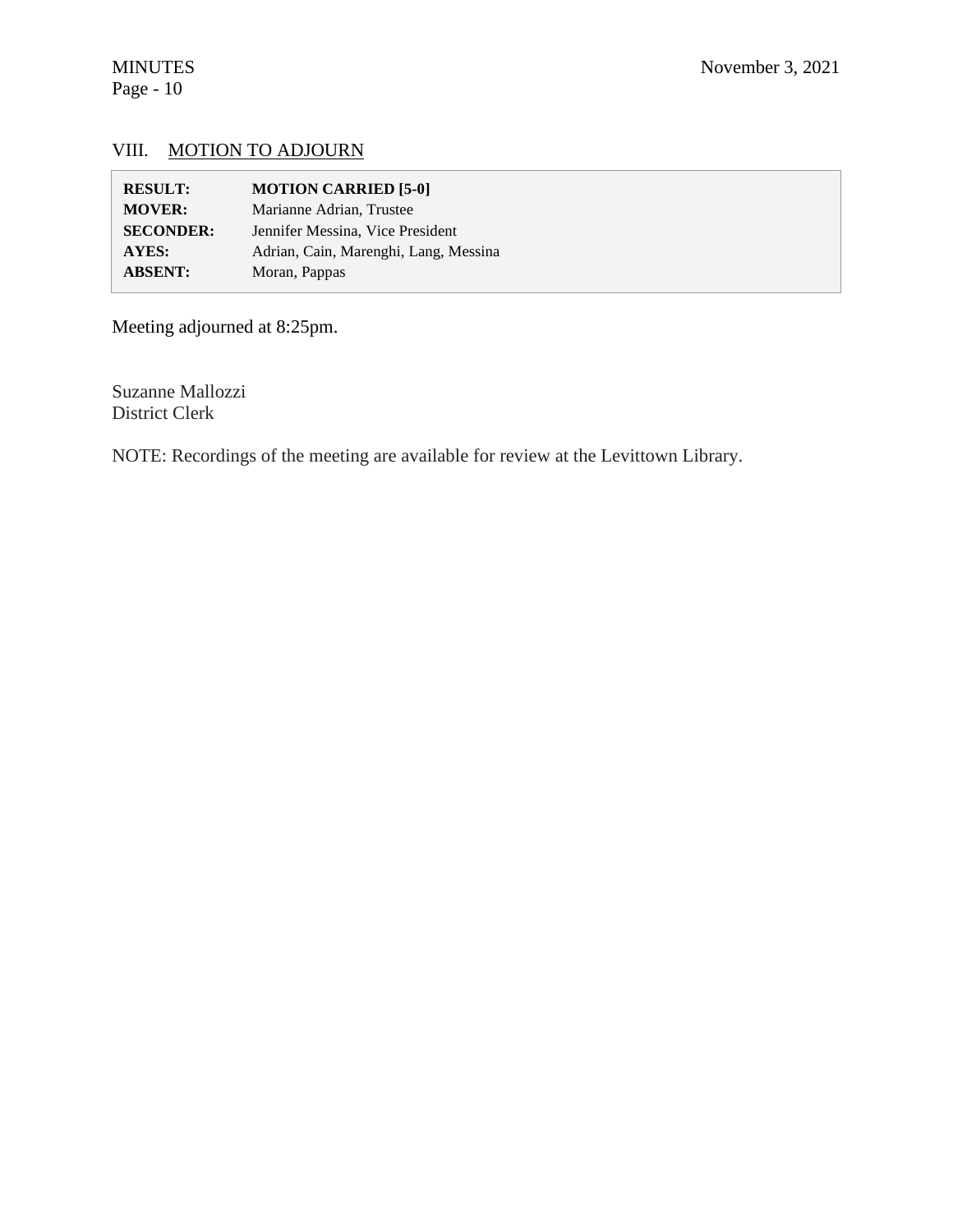## VIII. MOTION TO ADJOURN

| | |
|---|---|
| **RESULT:** | **MOTION CARRIED [5-0]** |
| **MOVER:** | Marianne Adrian, Trustee |
| **SECONDER:** | Jennifer Messina, Vice President |
| **AYES:** | Adrian, Cain, Marenghi, Lang, Messina |
| **ABSENT:** | Moran, Pappas |

Meeting adjourned at 8:25pm.

Suzanne Mallozzi
District Clerk

NOTE: Recordings of the meeting are available for review at the Levittown Library.